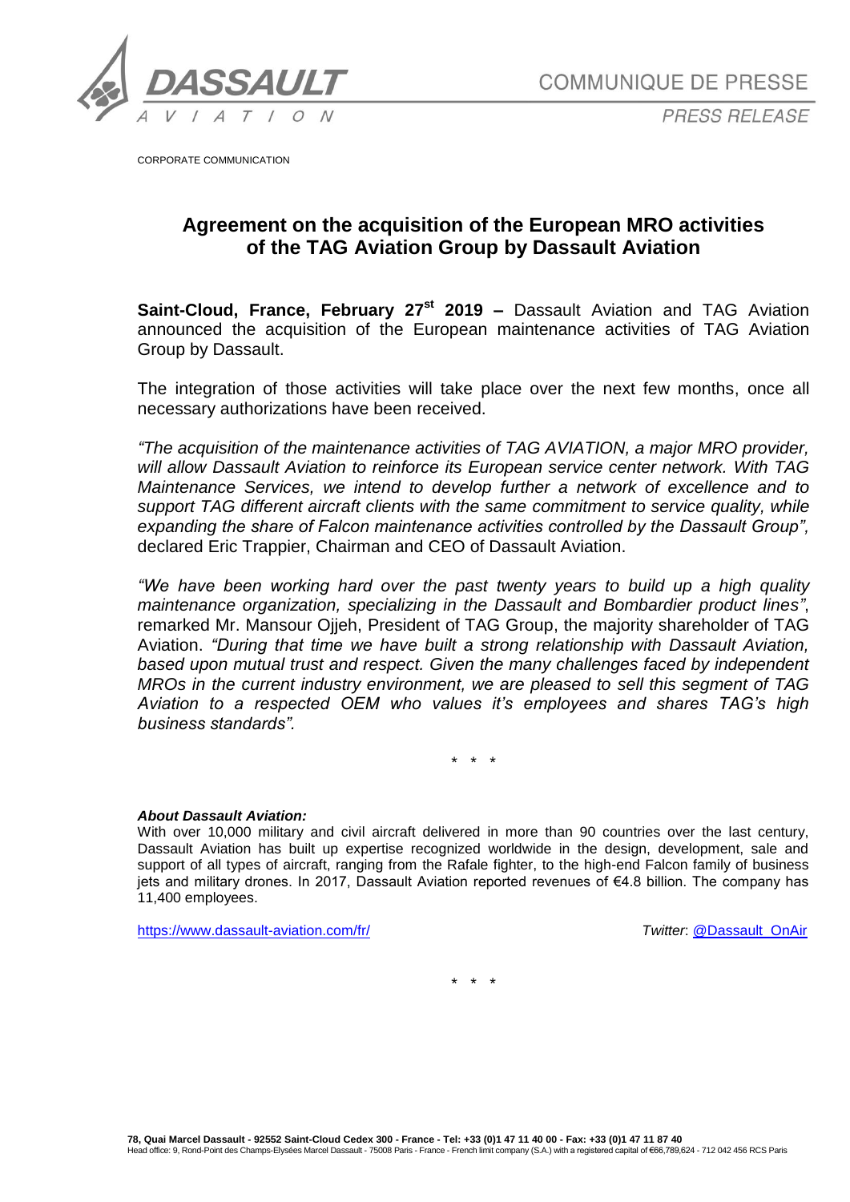COMMUNIQUE DE PRESSE

*PRESS RELEASE*

CORPORATE COMMUNICATION

# Agreement on the acquisition of the European MRO activities of the TAG Aviation Group by Dassault Aviation

**Saint-Cloud, France, February 27st 2019 –** Dassault Aviation and TAG Aviation announced the acquisition of the European maintenance activities of TAG Aviation Group by Dassault.

The integration of those activities will take place over the next few months, once all necessary authorizations have been received.

*"The acquisition of the maintenance activities of TAG AVIATION, a major MRO provider, will allow Dassault Aviation to reinforce its European service center network. With TAG Maintenance Services, we intend to develop further a network of excellence and to support TAG different aircraft clients with the same commitment to service quality, while expanding the share of Falcon maintenance activities controlled by the Dassault Group",* declared Eric Trappier, Chairman and CEO of Dassault Aviation.

*"We have been working hard over the past twenty years to build up a high quality maintenance organization, specializing in the Dassault and Bombardier product lines"*, remarked Mr. Mansour Ojjeh, President of TAG Group, the majority shareholder of TAG Aviation. *"During that time we have built a strong relationship with Dassault Aviation, based upon mutual trust and respect. Given the many challenges faced by independent MROs in the current industry environment, we are pleased to sell this segment of TAG Aviation to a respected OEM who values it's employees and shares TAG's high business standards".*

\* \* \*

***About Dassault Aviation:***

With over 10,000 military and civil aircraft delivered in more than 90 countries over the last century, Dassault Aviation has built up expertise recognized worldwide in the design, development, sale and support of all types of aircraft, ranging from the Rafale fighter, to the high-end Falcon family of business jets and military drones. In 2017, Dassault Aviation reported revenues of €4.8 billion. The company has 11,400 employees.

https://www.dassault-aviation.com/fr/ *Twitter*: @Dassault_OnAir

\* \* \*

**78, Quai Marcel Dassault - 92552 Saint-Cloud Cedex 300 - France - Tel: +33 (0)1 47 11 40 00 - Fax: +33 (0)1 47 11 87 40**
Head office: 9, Rond-Point des Champs-Elysées Marcel Dassault - 75008 Paris - France - French limit company (S.A.) with a registered capital of €66,789,624 - 712 042 456 RCS Paris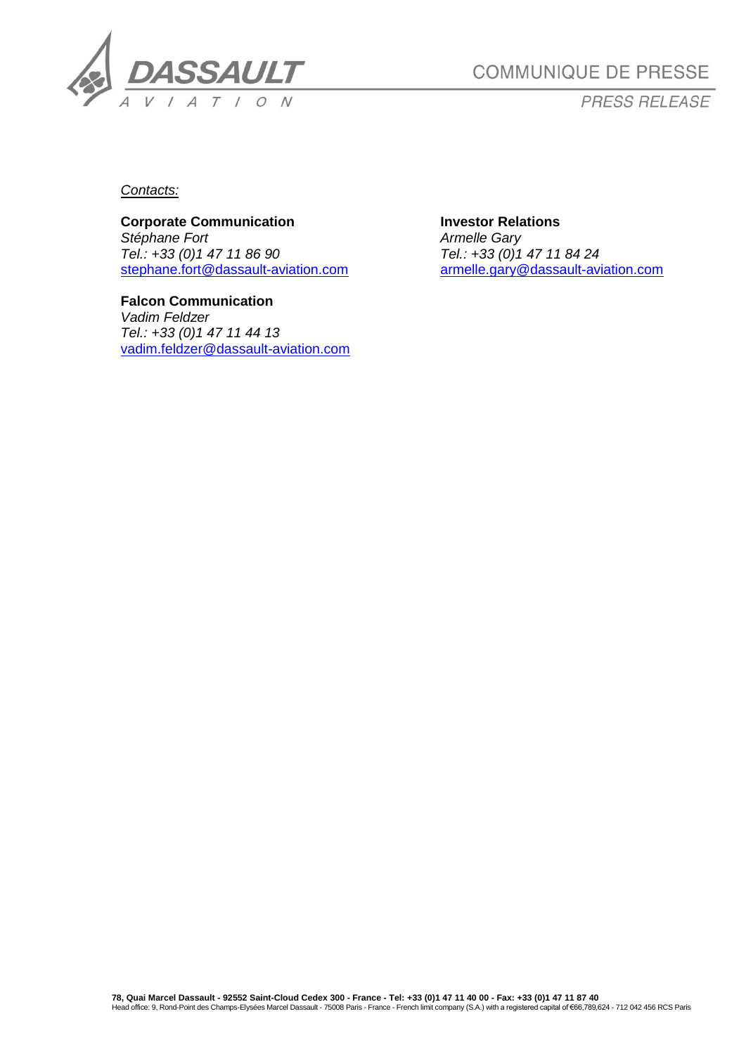*Contacts:*

**Corporate Communication**
*Stéphane Fort*
*Tel.: +33 (0)1 47 11 86 90*
stephane.fort@dassault-aviation.com

**Falcon Communication**
*Vadim Feldzer*
*Tel.: +33 (0)1 47 11 44 13*
vadim.feldzer@dassault-aviation.com

**Investor Relations**
*Armelle Gary*
*Tel.: +33 (0)1 47 11 84 24*
armelle.gary@dassault-aviation.com